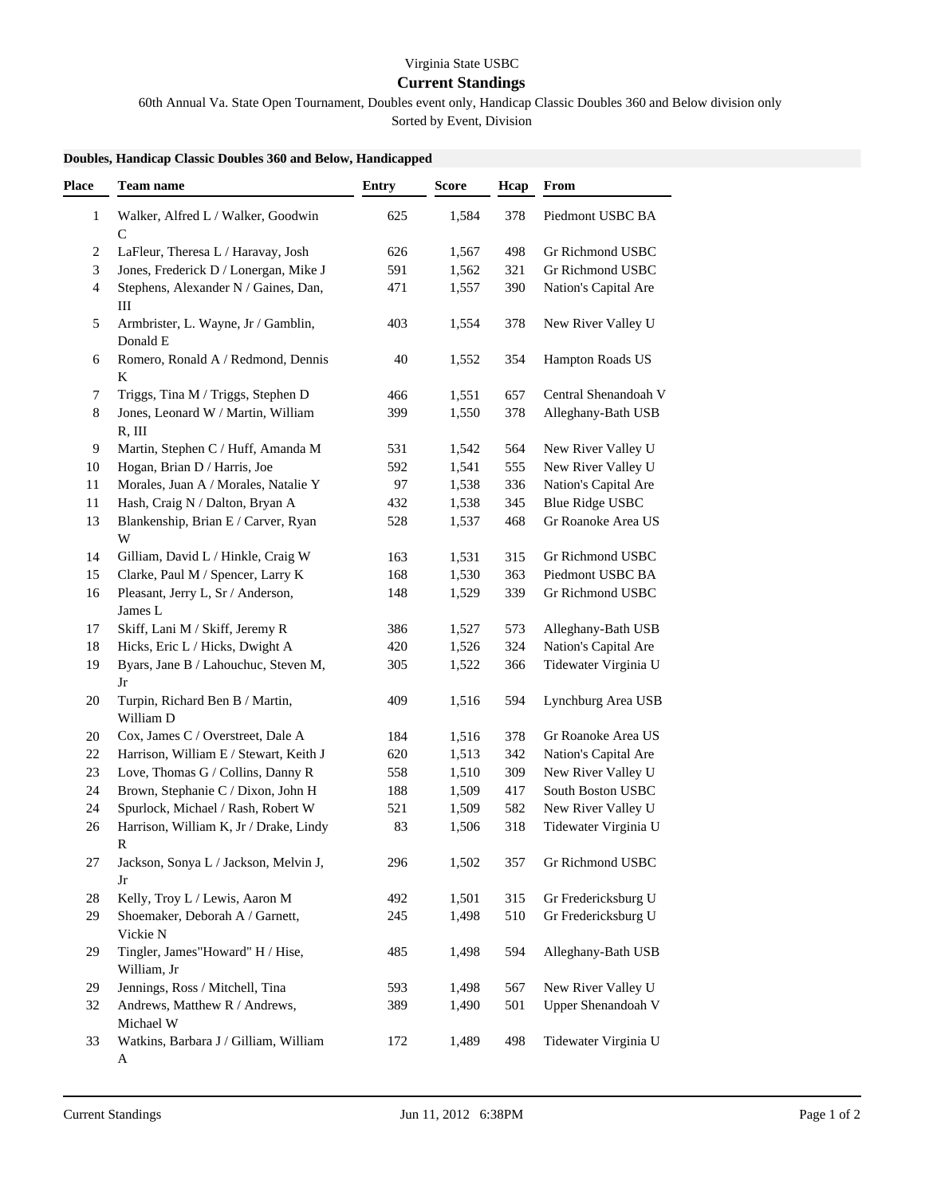Virginia State USBC

## Current Standings

60th Annual Va. State Open Tournament, Doubles event only, Handicap Classic Doubles 360 and Below division only

Sorted by Event, Division

### Doubles, Handicap Classic Doubles 360 and Below, Handicapped

| Place | Team name | Entry | Score | Hcap | From |
|---|---|---|---|---|---|
| 1 | Walker, Alfred L / Walker, Goodwin C | 625 | 1,584 | 378 | Piedmont USBC BA |
| 2 | LaFleur, Theresa L / Haravay, Josh | 626 | 1,567 | 498 | Gr Richmond USBC |
| 3 | Jones, Frederick D / Lonergan, Mike J | 591 | 1,562 | 321 | Gr Richmond USBC |
| 4 | Stephens, Alexander N / Gaines, Dan, III | 471 | 1,557 | 390 | Nation's Capital Are |
| 5 | Armbrister, L. Wayne, Jr / Gamblin, Donald E | 403 | 1,554 | 378 | New River Valley U |
| 6 | Romero, Ronald A / Redmond, Dennis K | 40 | 1,552 | 354 | Hampton Roads US |
| 7 | Triggs, Tina M / Triggs, Stephen D | 466 | 1,551 | 657 | Central Shenandoah V |
| 8 | Jones, Leonard W / Martin, William R, III | 399 | 1,550 | 378 | Alleghany-Bath USB |
| 9 | Martin, Stephen C / Huff, Amanda M | 531 | 1,542 | 564 | New River Valley U |
| 10 | Hogan, Brian D / Harris, Joe | 592 | 1,541 | 555 | New River Valley U |
| 11 | Morales, Juan A / Morales, Natalie Y | 97 | 1,538 | 336 | Nation's Capital Are |
| 11 | Hash, Craig N / Dalton, Bryan A | 432 | 1,538 | 345 | Blue Ridge USBC |
| 13 | Blankenship, Brian E / Carver, Ryan W | 528 | 1,537 | 468 | Gr Roanoke Area US |
| 14 | Gilliam, David L / Hinkle, Craig W | 163 | 1,531 | 315 | Gr Richmond USBC |
| 15 | Clarke, Paul M / Spencer, Larry K | 168 | 1,530 | 363 | Piedmont USBC BA |
| 16 | Pleasant, Jerry L, Sr / Anderson, James L | 148 | 1,529 | 339 | Gr Richmond USBC |
| 17 | Skiff, Lani M / Skiff, Jeremy R | 386 | 1,527 | 573 | Alleghany-Bath USB |
| 18 | Hicks, Eric L / Hicks, Dwight A | 420 | 1,526 | 324 | Nation's Capital Are |
| 19 | Byars, Jane B / Lahouchuc, Steven M, Jr | 305 | 1,522 | 366 | Tidewater Virginia U |
| 20 | Turpin, Richard Ben B / Martin, William D | 409 | 1,516 | 594 | Lynchburg Area USB |
| 20 | Cox, James C / Overstreet, Dale A | 184 | 1,516 | 378 | Gr Roanoke Area US |
| 22 | Harrison, William E / Stewart, Keith J | 620 | 1,513 | 342 | Nation's Capital Are |
| 23 | Love, Thomas G / Collins, Danny R | 558 | 1,510 | 309 | New River Valley U |
| 24 | Brown, Stephanie C / Dixon, John H | 188 | 1,509 | 417 | South Boston USBC |
| 24 | Spurlock, Michael / Rash, Robert W | 521 | 1,509 | 582 | New River Valley U |
| 26 | Harrison, William K, Jr / Drake, Lindy R | 83 | 1,506 | 318 | Tidewater Virginia U |
| 27 | Jackson, Sonya L / Jackson, Melvin J, Jr | 296 | 1,502 | 357 | Gr Richmond USBC |
| 28 | Kelly, Troy L / Lewis, Aaron M | 492 | 1,501 | 315 | Gr Fredericksburg U |
| 29 | Shoemaker, Deborah A / Garnett, Vickie N | 245 | 1,498 | 510 | Gr Fredericksburg U |
| 29 | Tingler, James"Howard" H / Hise, William, Jr | 485 | 1,498 | 594 | Alleghany-Bath USB |
| 29 | Jennings, Ross / Mitchell, Tina | 593 | 1,498 | 567 | New River Valley U |
| 32 | Andrews, Matthew R / Andrews, Michael W | 389 | 1,490 | 501 | Upper Shenandoah V |
| 33 | Watkins, Barbara J / Gilliam, William A | 172 | 1,489 | 498 | Tidewater Virginia U |

Current Standings Jun 11, 2012 6:38PM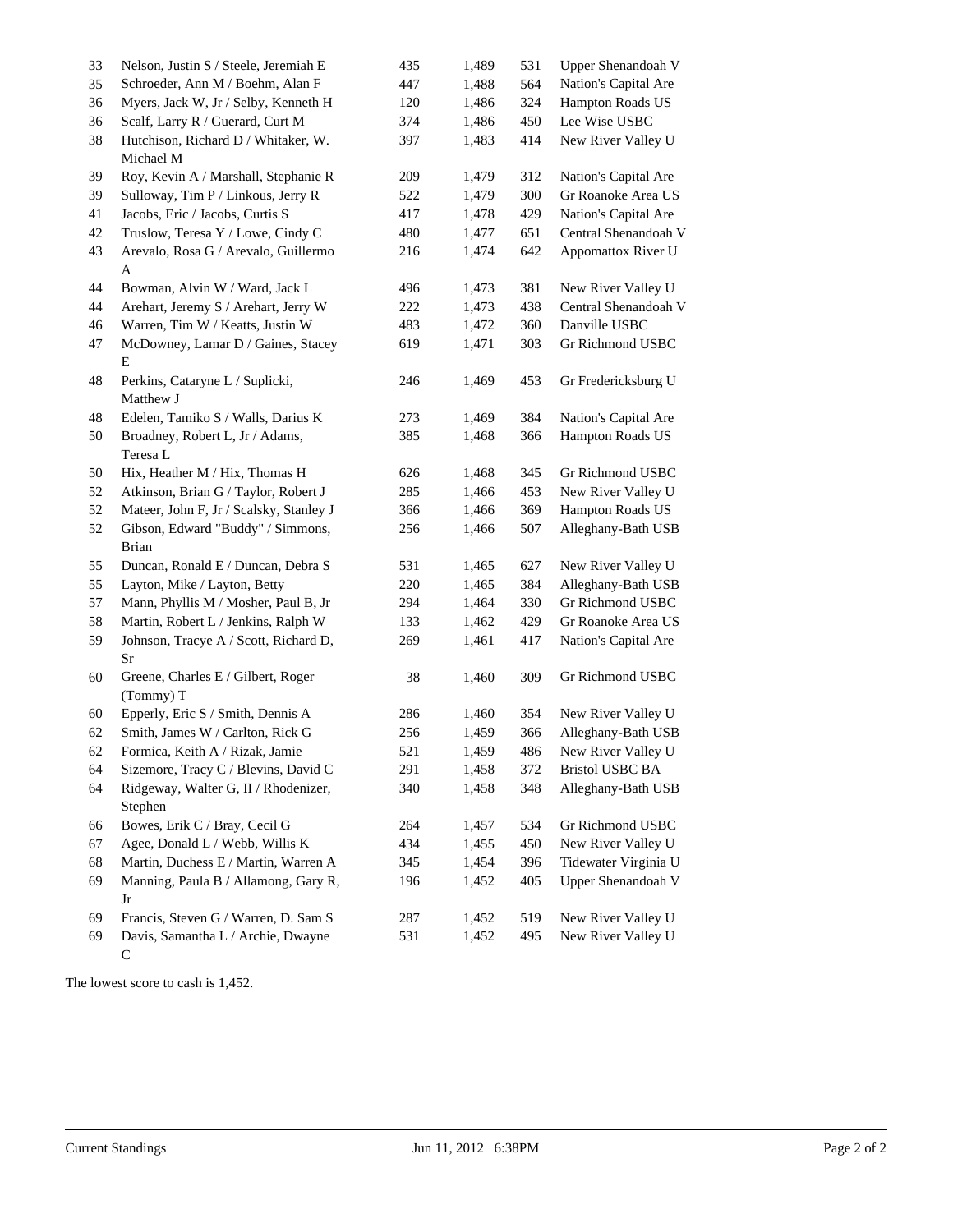| | | | | | |
|---|---|---|---|---|---|
| 33 | Nelson, Justin S / Steele, Jeremiah E | 435 | 1,489 | 531 | Upper Shenandoah V |
| 35 | Schroeder, Ann M / Boehm, Alan F | 447 | 1,488 | 564 | Nation's Capital Are |
| 36 | Myers, Jack W, Jr / Selby, Kenneth H | 120 | 1,486 | 324 | Hampton Roads US |
| 36 | Scalf, Larry R / Guerard, Curt M | 374 | 1,486 | 450 | Lee Wise USBC |
| 38 | Hutchison, Richard D / Whitaker, W. Michael M | 397 | 1,483 | 414 | New River Valley U |
| 39 | Roy, Kevin A / Marshall, Stephanie R | 209 | 1,479 | 312 | Nation's Capital Are |
| 39 | Sulloway, Tim P / Linkous, Jerry R | 522 | 1,479 | 300 | Gr Roanoke Area US |
| 41 | Jacobs, Eric / Jacobs, Curtis S | 417 | 1,478 | 429 | Nation's Capital Are |
| 42 | Truslow, Teresa Y / Lowe, Cindy C | 480 | 1,477 | 651 | Central Shenandoah V |
| 43 | Arevalo, Rosa G / Arevalo, Guillermo A | 216 | 1,474 | 642 | Appomattox River U |
| 44 | Bowman, Alvin W / Ward, Jack L | 496 | 1,473 | 381 | New River Valley U |
| 44 | Arehart, Jeremy S / Arehart, Jerry W | 222 | 1,473 | 438 | Central Shenandoah V |
| 46 | Warren, Tim W / Keatts, Justin W | 483 | 1,472 | 360 | Danville USBC |
| 47 | McDowney, Lamar D / Gaines, Stacey E | 619 | 1,471 | 303 | Gr Richmond USBC |
| 48 | Perkins, Cataryne L / Suplicki, Matthew J | 246 | 1,469 | 453 | Gr Fredericksburg U |
| 48 | Edelen, Tamiko S / Walls, Darius K | 273 | 1,469 | 384 | Nation's Capital Are |
| 50 | Broadney, Robert L, Jr / Adams, Teresa L | 385 | 1,468 | 366 | Hampton Roads US |
| 50 | Hix, Heather M / Hix, Thomas H | 626 | 1,468 | 345 | Gr Richmond USBC |
| 52 | Atkinson, Brian G / Taylor, Robert J | 285 | 1,466 | 453 | New River Valley U |
| 52 | Mateer, John F, Jr / Scalsky, Stanley J | 366 | 1,466 | 369 | Hampton Roads US |
| 52 | Gibson, Edward "Buddy" / Simmons, Brian | 256 | 1,466 | 507 | Alleghany-Bath USB |
| 55 | Duncan, Ronald E / Duncan, Debra S | 531 | 1,465 | 627 | New River Valley U |
| 55 | Layton, Mike / Layton, Betty | 220 | 1,465 | 384 | Alleghany-Bath USB |
| 57 | Mann, Phyllis M / Mosher, Paul B, Jr | 294 | 1,464 | 330 | Gr Richmond USBC |
| 58 | Martin, Robert L / Jenkins, Ralph W | 133 | 1,462 | 429 | Gr Roanoke Area US |
| 59 | Johnson, Tracye A / Scott, Richard D, Sr | 269 | 1,461 | 417 | Nation's Capital Are |
| 60 | Greene, Charles E / Gilbert, Roger (Tommy) T | 38 | 1,460 | 309 | Gr Richmond USBC |
| 60 | Epperly, Eric S / Smith, Dennis A | 286 | 1,460 | 354 | New River Valley U |
| 62 | Smith, James W / Carlton, Rick G | 256 | 1,459 | 366 | Alleghany-Bath USB |
| 62 | Formica, Keith A / Rizak, Jamie | 521 | 1,459 | 486 | New River Valley U |
| 64 | Sizemore, Tracy C / Blevins, David C | 291 | 1,458 | 372 | Bristol USBC BA |
| 64 | Ridgeway, Walter G, II / Rhodenizer, Stephen | 340 | 1,458 | 348 | Alleghany-Bath USB |
| 66 | Bowes, Erik C / Bray, Cecil G | 264 | 1,457 | 534 | Gr Richmond USBC |
| 67 | Agee, Donald L / Webb, Willis K | 434 | 1,455 | 450 | New River Valley U |
| 68 | Martin, Duchess E / Martin, Warren A | 345 | 1,454 | 396 | Tidewater Virginia U |
| 69 | Manning, Paula B / Allamong, Gary R, Jr | 196 | 1,452 | 405 | Upper Shenandoah V |
| 69 | Francis, Steven G / Warren, D. Sam S | 287 | 1,452 | 519 | New River Valley U |
| 69 | Davis, Samantha L / Archie, Dwayne C | 531 | 1,452 | 495 | New River Valley U |

The lowest score to cash is 1,452.

Current Standings Jun 11, 2012 6:38PM